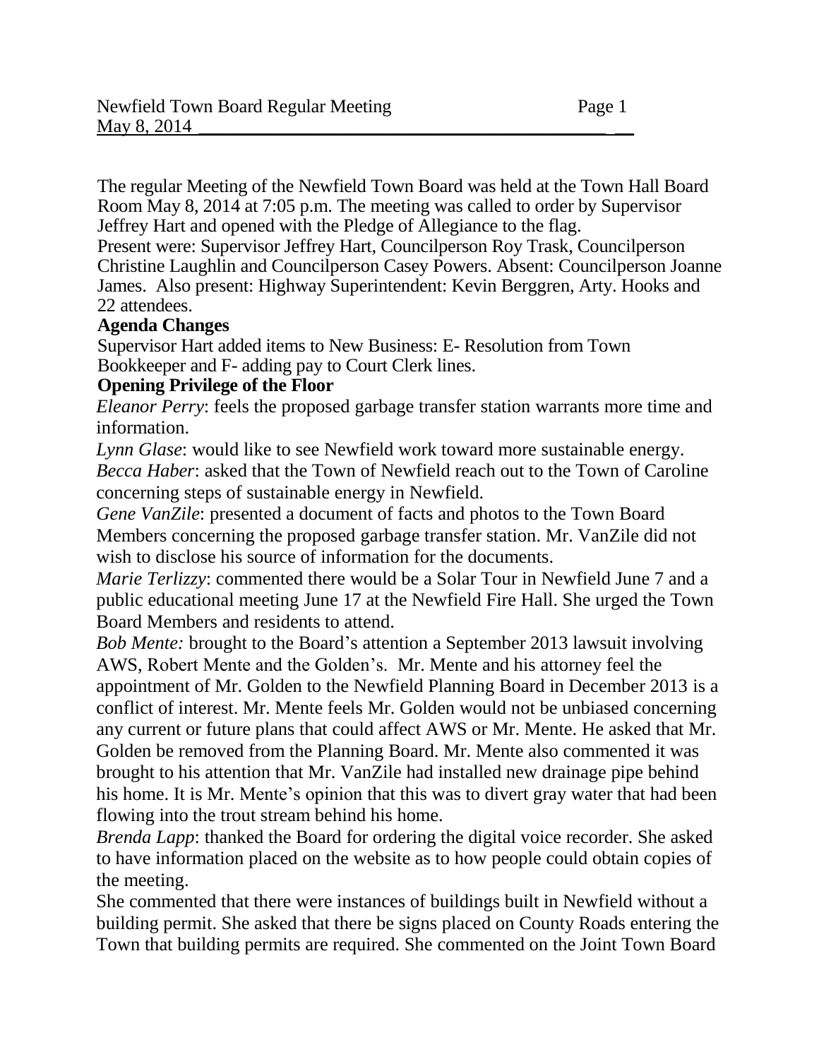The regular Meeting of the Newfield Town Board was held at the Town Hall Board Room May 8, 2014 at 7:05 p.m. The meeting was called to order by Supervisor Jeffrey Hart and opened with the Pledge of Allegiance to the flag.

Present were: Supervisor Jeffrey Hart, Councilperson Roy Trask, Councilperson Christine Laughlin and Councilperson Casey Powers. Absent: Councilperson Joanne James. Also present: Highway Superintendent: Kevin Berggren, Arty. Hooks and 22 attendees.

**Agenda Changes**

Supervisor Hart added items to New Business: E- Resolution from Town Bookkeeper and F- adding pay to Court Clerk lines.

**Opening Privilege of the Floor**

*Eleanor Perry*: feels the proposed garbage transfer station warrants more time and information.

*Lynn Glase*: would like to see Newfield work toward more sustainable energy.

*Becca Haber*: asked that the Town of Newfield reach out to the Town of Caroline concerning steps of sustainable energy in Newfield.

*Gene VanZile*: presented a document of facts and photos to the Town Board Members concerning the proposed garbage transfer station. Mr. VanZile did not wish to disclose his source of information for the documents.

*Marie Terlizzy*: commented there would be a Solar Tour in Newfield June 7 and a public educational meeting June 17 at the Newfield Fire Hall. She urged the Town Board Members and residents to attend.

*Bob Mente:* brought to the Board's attention a September 2013 lawsuit involving AWS, Robert Mente and the Golden's. Mr. Mente and his attorney feel the appointment of Mr. Golden to the Newfield Planning Board in December 2013 is a conflict of interest. Mr. Mente feels Mr. Golden would not be unbiased concerning any current or future plans that could affect AWS or Mr. Mente. He asked that Mr. Golden be removed from the Planning Board. Mr. Mente also commented it was brought to his attention that Mr. VanZile had installed new drainage pipe behind his home. It is Mr. Mente's opinion that this was to divert gray water that had been flowing into the trout stream behind his home.

*Brenda Lapp*: thanked the Board for ordering the digital voice recorder. She asked to have information placed on the website as to how people could obtain copies of the meeting.

She commented that there were instances of buildings built in Newfield without a building permit. She asked that there be signs placed on County Roads entering the Town that building permits are required. She commented on the Joint Town Board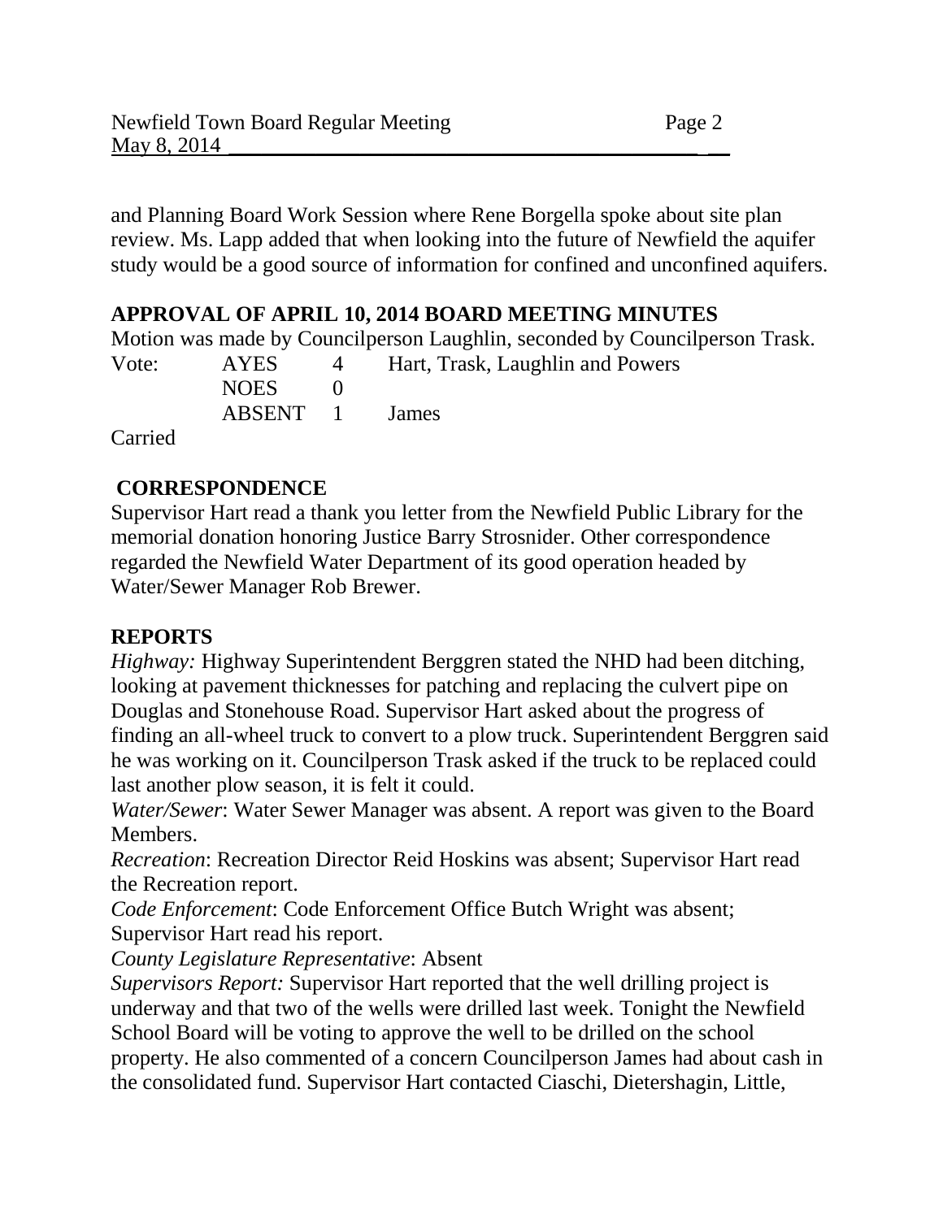and Planning Board Work Session where Rene Borgella spoke about site plan review. Ms. Lapp added that when looking into the future of Newfield the aquifer study would be a good source of information for confined and unconfined aquifers.

## APPROVAL OF APRIL 10, 2014 BOARD MEETING MINUTES

Motion was made by Councilperson Laughlin, seconded by Councilperson Trask.

| Vote: | AYES | 4 | Hart, Trask, Laughlin and Powers |
|---|---|---|---|
| | NOES | 0 | |
| | ABSENT | 1 | James |

Carried

## CORRESPONDENCE

Supervisor Hart read a thank you letter from the Newfield Public Library for the memorial donation honoring Justice Barry Strosnider. Other correspondence regarded the Newfield Water Department of its good operation headed by Water/Sewer Manager Rob Brewer.

## REPORTS

*Highway:* Highway Superintendent Berggren stated the NHD had been ditching, looking at pavement thicknesses for patching and replacing the culvert pipe on Douglas and Stonehouse Road. Supervisor Hart asked about the progress of finding an all-wheel truck to convert to a plow truck. Superintendent Berggren said he was working on it. Councilperson Trask asked if the truck to be replaced could last another plow season, it is felt it could.

*Water/Sewer*: Water Sewer Manager was absent. A report was given to the Board Members.

*Recreation*: Recreation Director Reid Hoskins was absent; Supervisor Hart read the Recreation report.

*Code Enforcement*: Code Enforcement Office Butch Wright was absent; Supervisor Hart read his report.

*County Legislature Representative*: Absent

*Supervisors Report:* Supervisor Hart reported that the well drilling project is underway and that two of the wells were drilled last week. Tonight the Newfield School Board will be voting to approve the well to be drilled on the school property. He also commented of a concern Councilperson James had about cash in the consolidated fund. Supervisor Hart contacted Ciaschi, Dietershagin, Little,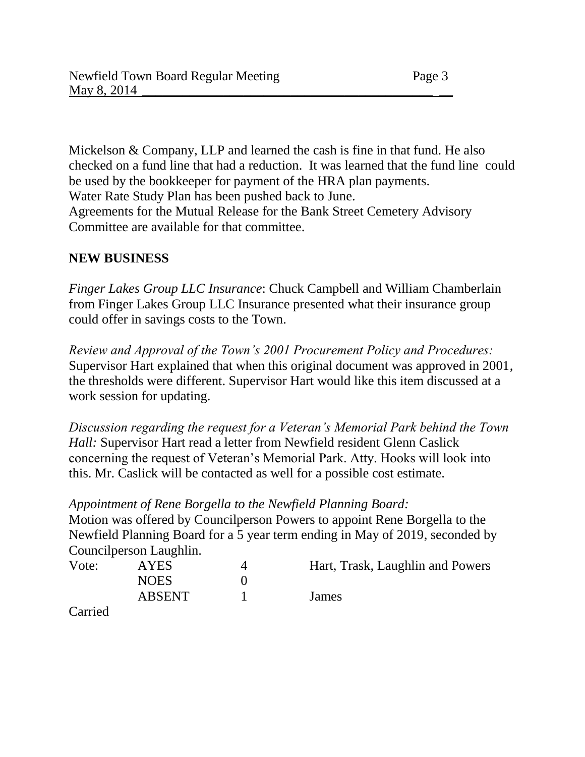Mickelson & Company, LLP and learned the cash is fine in that fund. He also checked on a fund line that had a reduction. It was learned that the fund line could be used by the bookkeeper for payment of the HRA plan payments.
Water Rate Study Plan has been pushed back to June.
Agreements for the Mutual Release for the Bank Street Cemetery Advisory Committee are available for that committee.

**NEW BUSINESS**

*Finger Lakes Group LLC Insurance*: Chuck Campbell and William Chamberlain from Finger Lakes Group LLC Insurance presented what their insurance group could offer in savings costs to the Town.

*Review and Approval of the Town's 2001 Procurement Policy and Procedures:* Supervisor Hart explained that when this original document was approved in 2001, the thresholds were different. Supervisor Hart would like this item discussed at a work session for updating.

*Discussion regarding the request for a Veteran's Memorial Park behind the Town Hall:* Supervisor Hart read a letter from Newfield resident Glenn Caslick concerning the request of Veteran's Memorial Park. Atty. Hooks will look into this. Mr. Caslick will be contacted as well for a possible cost estimate.

*Appointment of Rene Borgella to the Newfield Planning Board:*
Motion was offered by Councilperson Powers to appoint Rene Borgella to the Newfield Planning Board for a 5 year term ending in May of 2019, seconded by Councilperson Laughlin.

| Vote: | AYES | 4 | Hart, Trask, Laughlin and Powers |
|---|---|---|---|
| | NOES | 0 | |
| | ABSENT | 1 | James |

Carried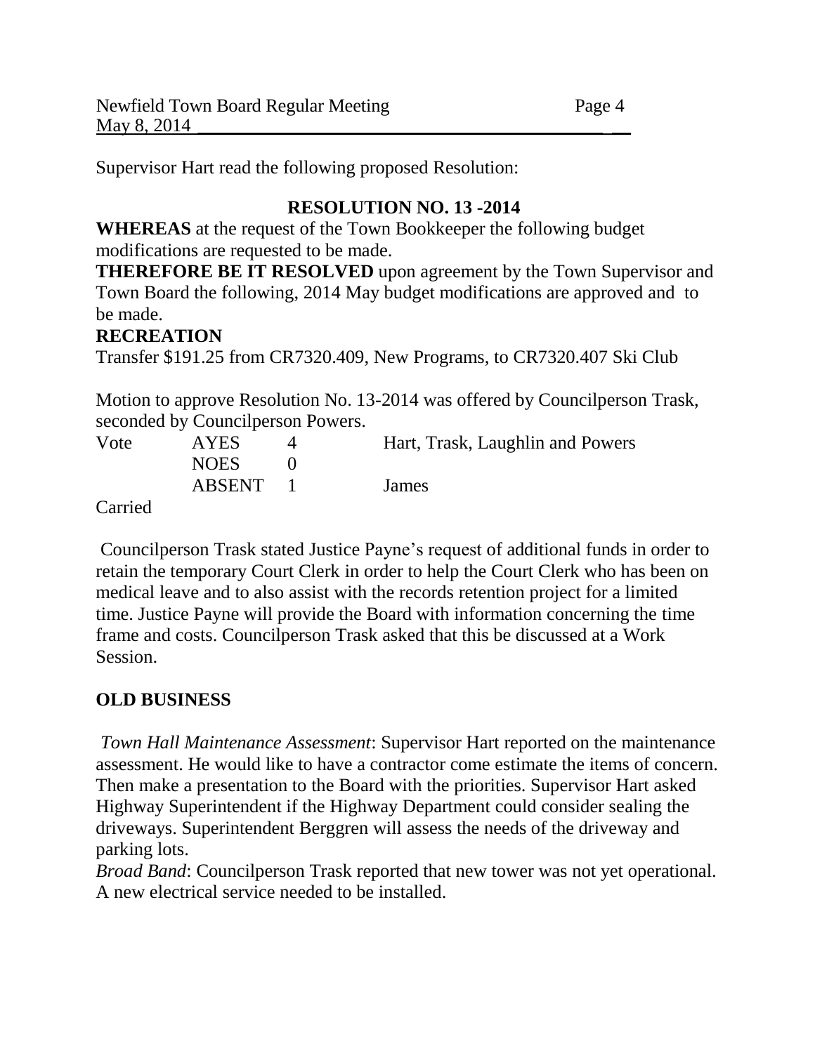Supervisor Hart read the following proposed Resolution:

**RESOLUTION NO. 13 -2014**

**WHEREAS** at the request of the Town Bookkeeper the following budget modifications are requested to be made.

**THEREFORE BE IT RESOLVED** upon agreement by the Town Supervisor and Town Board the following, 2014 May budget modifications are approved and to be made.

**RECREATION**

Transfer $191.25 from CR7320.409, New Programs, to CR7320.407 Ski Club

Motion to approve Resolution No. 13-2014 was offered by Councilperson Trask, seconded by Councilperson Powers.

| Vote | AYES | 4 | Hart, Trask, Laughlin and Powers |
|---|---|---|---|
| | NOES | 0 | |
| | ABSENT | 1 | James |

Carried

Councilperson Trask stated Justice Payne's request of additional funds in order to retain the temporary Court Clerk in order to help the Court Clerk who has been on medical leave and to also assist with the records retention project for a limited time. Justice Payne will provide the Board with information concerning the time frame and costs. Councilperson Trask asked that this be discussed at a Work Session.

## OLD BUSINESS

*Town Hall Maintenance Assessment*: Supervisor Hart reported on the maintenance assessment. He would like to have a contractor come estimate the items of concern. Then make a presentation to the Board with the priorities. Supervisor Hart asked Highway Superintendent if the Highway Department could consider sealing the driveways. Superintendent Berggren will assess the needs of the driveway and parking lots.

*Broad Band*: Councilperson Trask reported that new tower was not yet operational. A new electrical service needed to be installed.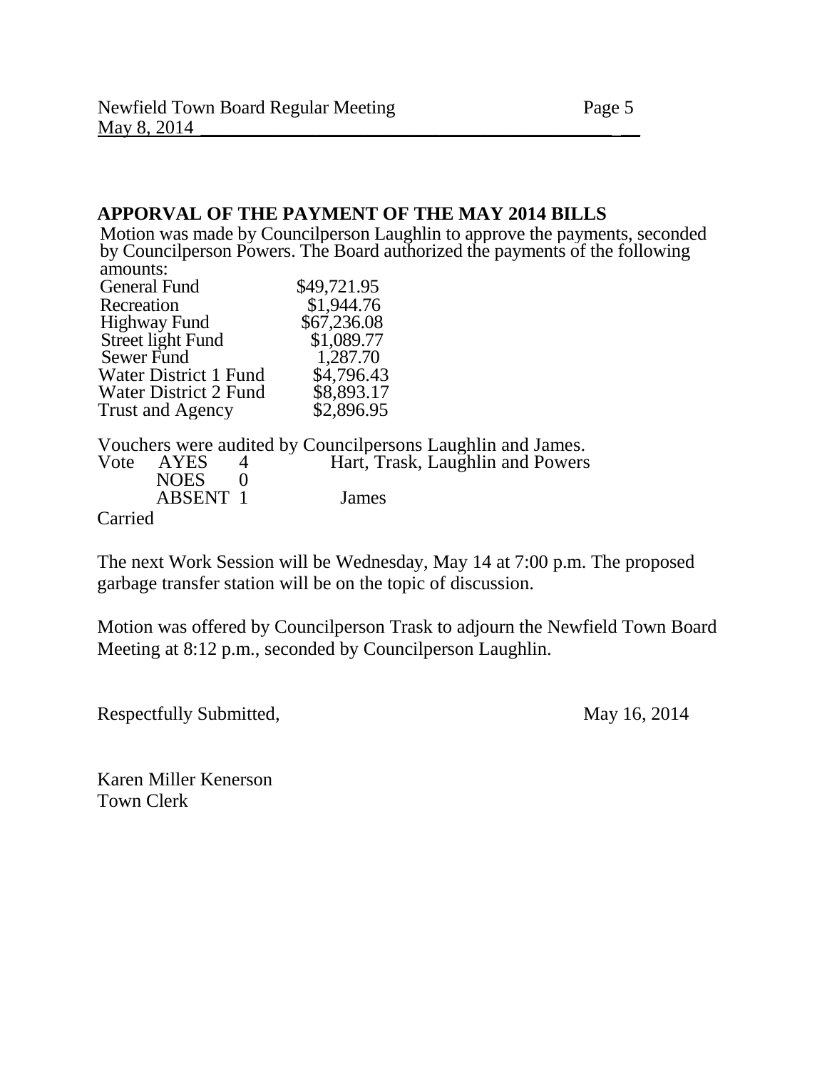## APPORVAL OF THE PAYMENT OF THE MAY 2014 BILLS

Motion was made by Councilperson Laughlin to approve the payments, seconded by Councilperson Powers. The Board authorized the payments of the following amounts:

| | |
|---|---|
| General Fund | $49,721.95 |
| Recreation | $1,944.76 |
| Highway Fund | $67,236.08 |
| Street light Fund | $1,089.77 |
| Sewer Fund | 1,287.70 |
| Water District 1 Fund | $4,796.43 |
| Water District 2 Fund | $8,893.17 |
| Trust and Agency | $2,896.95 |

Vouchers were audited by Councilpersons Laughlin and James.

| | | | |
|---|---|---|---|
| Vote | AYES | 4 | Hart, Trask, Laughlin and Powers |
| | NOES | 0 | |
| | ABSENT | 1 | James |

Carried

The next Work Session will be Wednesday, May 14 at 7:00 p.m. The proposed garbage transfer station will be on the topic of discussion.

Motion was offered by Councilperson Trask to adjourn the Newfield Town Board Meeting at 8:12 p.m., seconded by Councilperson Laughlin.

Respectfully Submitted, May 16, 2014

Karen Miller Kenerson
Town Clerk